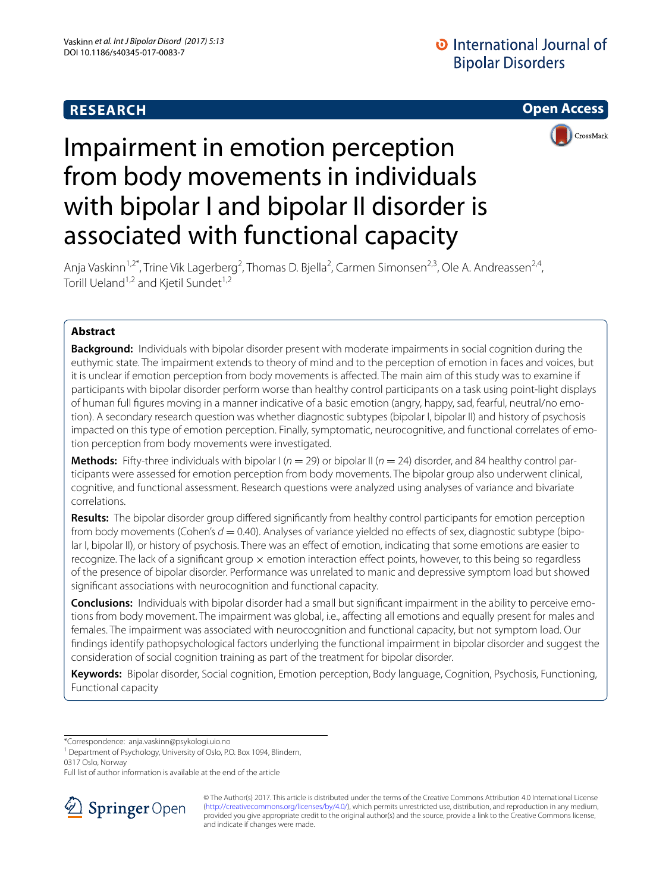RESEARCH

Open Access

# Impairment in emotion perception from body movements in individuals with bipolar I and bipolar II disorder is associated with functional capacity

Anja Vaskinn[1,2*], Trine Vik Lagerberg[2], Thomas D. Bjella[2], Carmen Simonsen[2,3], Ole A. Andreassen[2,4], Torill Ueland[1,2] and Kjetil Sundet[1,2]

## Abstract

**Background:** Individuals with bipolar disorder present with moderate impairments in social cognition during the euthymic state. The impairment extends to theory of mind and to the perception of emotion in faces and voices, but it is unclear if emotion perception from body movements is affected. The main aim of this study was to examine if participants with bipolar disorder perform worse than healthy control participants on a task using point-light displays of human full figures moving in a manner indicative of a basic emotion (angry, happy, sad, fearful, neutral/no emotion). A secondary research question was whether diagnostic subtypes (bipolar I, bipolar II) and history of psychosis impacted on this type of emotion perception. Finally, symptomatic, neurocognitive, and functional correlates of emotion perception from body movements were investigated.

**Methods:** Fifty-three individuals with bipolar I ($n = 29$) or bipolar II ($n = 24$) disorder, and 84 healthy control participants were assessed for emotion perception from body movements. The bipolar group also underwent clinical, cognitive, and functional assessment. Research questions were analyzed using analyses of variance and bivariate correlations.

**Results:** The bipolar disorder group differed significantly from healthy control participants for emotion perception from body movements (Cohen's $d = 0.40$). Analyses of variance yielded no effects of sex, diagnostic subtype (bipolar I, bipolar II), or history of psychosis. There was an effect of emotion, indicating that some emotions are easier to recognize. The lack of a significant group × emotion interaction effect points, however, to this being so regardless of the presence of bipolar disorder. Performance was unrelated to manic and depressive symptom load but showed significant associations with neurocognition and functional capacity.

**Conclusions:** Individuals with bipolar disorder had a small but significant impairment in the ability to perceive emotions from body movement. The impairment was global, i.e., affecting all emotions and equally present for males and females. The impairment was associated with neurocognition and functional capacity, but not symptom load. Our findings identify pathopsychological factors underlying the functional impairment in bipolar disorder and suggest the consideration of social cognition training as part of the treatment for bipolar disorder.

**Keywords:** Bipolar disorder, Social cognition, Emotion perception, Body language, Cognition, Psychosis, Functioning, Functional capacity

*Correspondence: anja.vaskinn@psykologi.uio.no
[1] Department of Psychology, University of Oslo, P.O. Box 1094, Blindern, 0317 Oslo, Norway
Full list of author information is available at the end of the article

© The Author(s) 2017. This article is distributed under the terms of the Creative Commons Attribution 4.0 International License (http://creativecommons.org/licenses/by/4.0/), which permits unrestricted use, distribution, and reproduction in any medium, provided you give appropriate credit to the original author(s) and the source, provide a link to the Creative Commons license, and indicate if changes were made.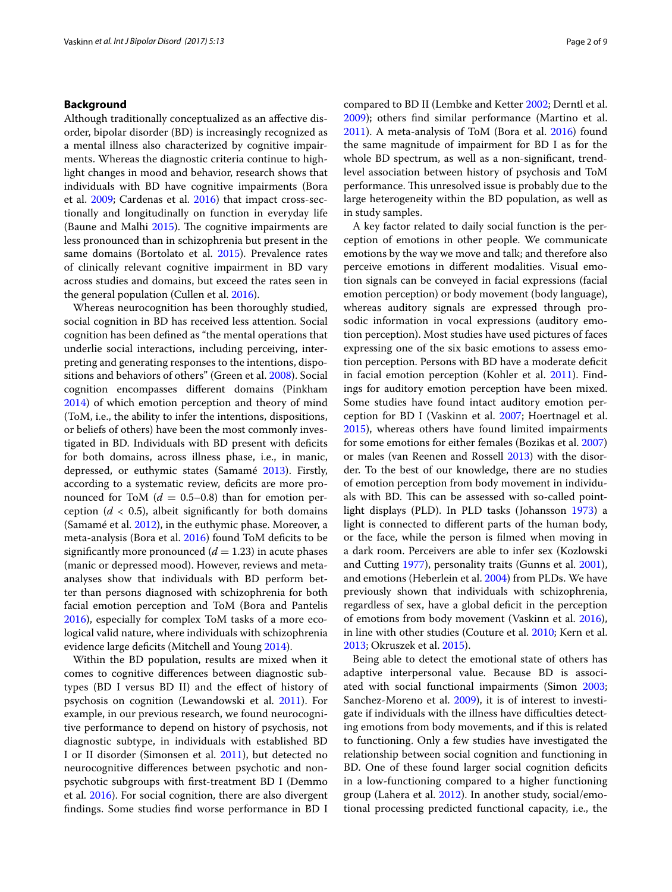## Background

Although traditionally conceptualized as an affective disorder, bipolar disorder (BD) is increasingly recognized as a mental illness also characterized by cognitive impairments. Whereas the diagnostic criteria continue to highlight changes in mood and behavior, research shows that individuals with BD have cognitive impairments (Bora et al. 2009; Cardenas et al. 2016) that impact cross-sectionally and longitudinally on function in everyday life (Baune and Malhi 2015). The cognitive impairments are less pronounced than in schizophrenia but present in the same domains (Bortolato et al. 2015). Prevalence rates of clinically relevant cognitive impairment in BD vary across studies and domains, but exceed the rates seen in the general population (Cullen et al. 2016).

Whereas neurocognition has been thoroughly studied, social cognition in BD has received less attention. Social cognition has been defined as "the mental operations that underlie social interactions, including perceiving, interpreting and generating responses to the intentions, dispositions and behaviors of others" (Green et al. 2008). Social cognition encompasses different domains (Pinkham 2014) of which emotion perception and theory of mind (ToM, i.e., the ability to infer the intentions, dispositions, or beliefs of others) have been the most commonly investigated in BD. Individuals with BD present with deficits for both domains, across illness phase, i.e., in manic, depressed, or euthymic states (Samamé 2013). Firstly, according to a systematic review, deficits are more pronounced for ToM ($d$ = 0.5–0.8) than for emotion perception ($d$ < 0.5), albeit significantly for both domains (Samamé et al. 2012), in the euthymic phase. Moreover, a meta-analysis (Bora et al. 2016) found ToM deficits to be significantly more pronounced ($d$ = 1.23) in acute phases (manic or depressed mood). However, reviews and meta-analyses show that individuals with BD perform better than persons diagnosed with schizophrenia for both facial emotion perception and ToM (Bora and Pantelis 2016), especially for complex ToM tasks of a more ecological valid nature, where individuals with schizophrenia evidence large deficits (Mitchell and Young 2014).

Within the BD population, results are mixed when it comes to cognitive differences between diagnostic subtypes (BD I versus BD II) and the effect of history of psychosis on cognition (Lewandowski et al. 2011). For example, in our previous research, we found neurocognitive performance to depend on history of psychosis, not diagnostic subtype, in individuals with established BD I or II disorder (Simonsen et al. 2011), but detected no neurocognitive differences between psychotic and non-psychotic subgroups with first-treatment BD I (Demmo et al. 2016). For social cognition, there are also divergent findings. Some studies find worse performance in BD I compared to BD II (Lembke and Ketter 2002; Derntl et al. 2009); others find similar performance (Martino et al. 2011). A meta-analysis of ToM (Bora et al. 2016) found the same magnitude of impairment for BD I as for the whole BD spectrum, as well as a non-significant, trend-level association between history of psychosis and ToM performance. This unresolved issue is probably due to the large heterogeneity within the BD population, as well as in study samples.

A key factor related to daily social function is the perception of emotions in other people. We communicate emotions by the way we move and talk; and therefore also perceive emotions in different modalities. Visual emotion signals can be conveyed in facial expressions (facial emotion perception) or body movement (body language), whereas auditory signals are expressed through prosodic information in vocal expressions (auditory emotion perception). Most studies have used pictures of faces expressing one of the six basic emotions to assess emotion perception. Persons with BD have a moderate deficit in facial emotion perception (Kohler et al. 2011). Findings for auditory emotion perception have been mixed. Some studies have found intact auditory emotion perception for BD I (Vaskinn et al. 2007; Hoertnagel et al. 2015), whereas others have found limited impairments for some emotions for either females (Bozikas et al. 2007) or males (van Reenen and Rossell 2013) with the disorder. To the best of our knowledge, there are no studies of emotion perception from body movement in individuals with BD. This can be assessed with so-called point-light displays (PLD). In PLD tasks (Johansson 1973) a light is connected to different parts of the human body, or the face, while the person is filmed when moving in a dark room. Perceivers are able to infer sex (Kozlowski and Cutting 1977), personality traits (Gunns et al. 2001), and emotions (Heberlein et al. 2004) from PLDs. We have previously shown that individuals with schizophrenia, regardless of sex, have a global deficit in the perception of emotions from body movement (Vaskinn et al. 2016), in line with other studies (Couture et al. 2010; Kern et al. 2013; Okruszek et al. 2015).

Being able to detect the emotional state of others has adaptive interpersonal value. Because BD is associated with social functional impairments (Simon 2003; Sanchez-Moreno et al. 2009), it is of interest to investigate if individuals with the illness have difficulties detecting emotions from body movements, and if this is related to functioning. Only a few studies have investigated the relationship between social cognition and functioning in BD. One of these found larger social cognition deficits in a low-functioning compared to a higher functioning group (Lahera et al. 2012). In another study, social/emotional processing predicted functional capacity, i.e., the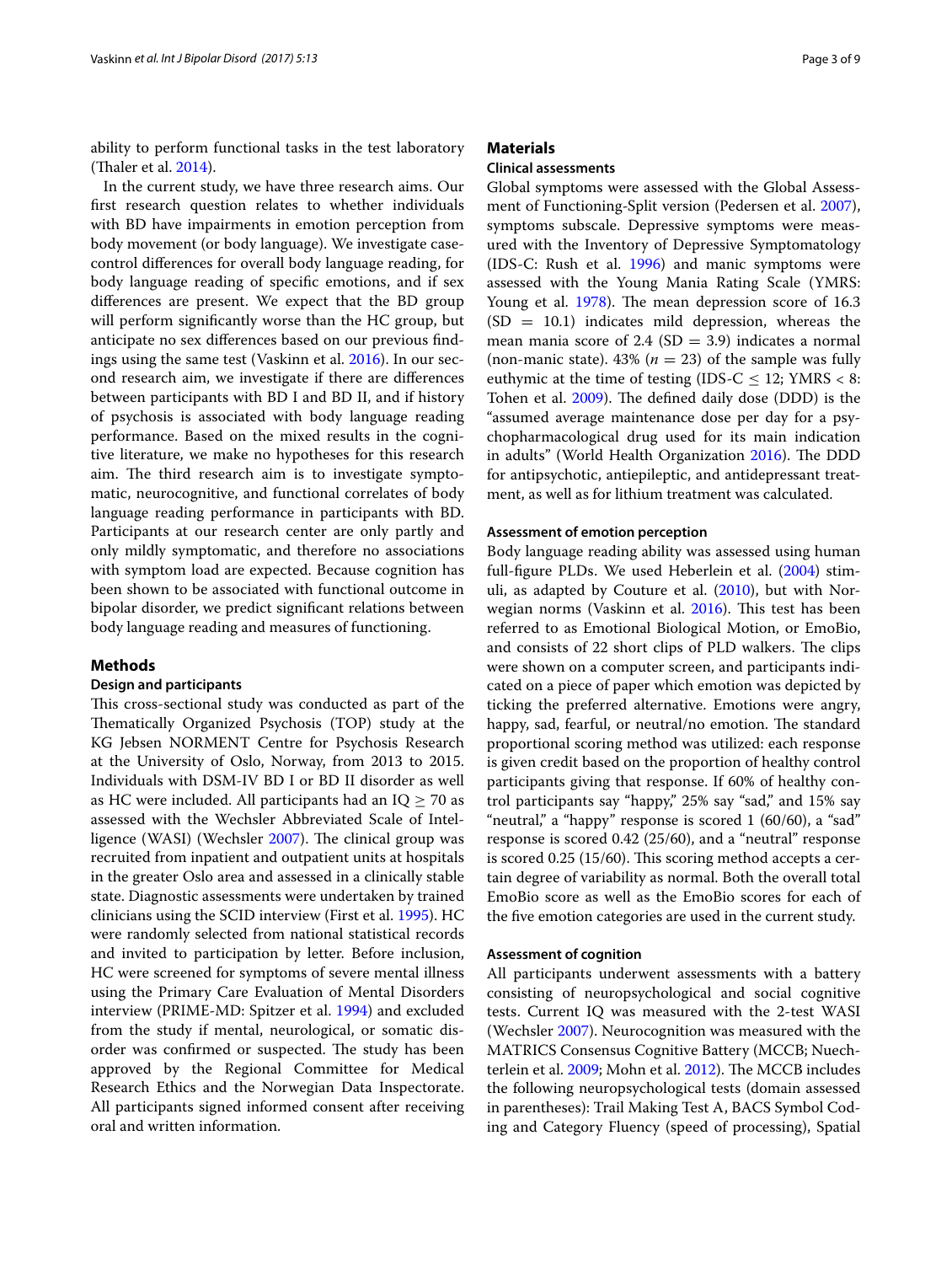ability to perform functional tasks in the test laboratory (Thaler et al. 2014).

In the current study, we have three research aims. Our first research question relates to whether individuals with BD have impairments in emotion perception from body movement (or body language). We investigate case-control differences for overall body language reading, for body language reading of specific emotions, and if sex differences are present. We expect that the BD group will perform significantly worse than the HC group, but anticipate no sex differences based on our previous findings using the same test (Vaskinn et al. 2016). In our second research aim, we investigate if there are differences between participants with BD I and BD II, and if history of psychosis is associated with body language reading performance. Based on the mixed results in the cognitive literature, we make no hypotheses for this research aim. The third research aim is to investigate symptomatic, neurocognitive, and functional correlates of body language reading performance in participants with BD. Participants at our research center are only partly and only mildly symptomatic, and therefore no associations with symptom load are expected. Because cognition has been shown to be associated with functional outcome in bipolar disorder, we predict significant relations between body language reading and measures of functioning.

## Methods

### Design and participants

This cross-sectional study was conducted as part of the Thematically Organized Psychosis (TOP) study at the KG Jebsen NORMENT Centre for Psychosis Research at the University of Oslo, Norway, from 2013 to 2015. Individuals with DSM-IV BD I or BD II disorder as well as HC were included. All participants had an IQ $\geq 70$ as assessed with the Wechsler Abbreviated Scale of Intelligence (WASI) (Wechsler 2007). The clinical group was recruited from inpatient and outpatient units at hospitals in the greater Oslo area and assessed in a clinically stable state. Diagnostic assessments were undertaken by trained clinicians using the SCID interview (First et al. 1995). HC were randomly selected from national statistical records and invited to participation by letter. Before inclusion, HC were screened for symptoms of severe mental illness using the Primary Care Evaluation of Mental Disorders interview (PRIME-MD: Spitzer et al. 1994) and excluded from the study if mental, neurological, or somatic disorder was confirmed or suspected. The study has been approved by the Regional Committee for Medical Research Ethics and the Norwegian Data Inspectorate. All participants signed informed consent after receiving oral and written information.

## Materials

### Clinical assessments

Global symptoms were assessed with the Global Assessment of Functioning-Split version (Pedersen et al. 2007), symptoms subscale. Depressive symptoms were measured with the Inventory of Depressive Symptomatology (IDS-C: Rush et al. 1996) and manic symptoms were assessed with the Young Mania Rating Scale (YMRS: Young et al. 1978). The mean depression score of 16.3 (SD $=$ 10.1) indicates mild depression, whereas the mean mania score of 2.4 (SD $=$ 3.9) indicates a normal (non-manic state). 43% ($n = 23$) of the sample was fully euthymic at the time of testing (IDS-C $\leq$ 12; YMRS $<$ 8: Tohen et al. 2009). The defined daily dose (DDD) is the "assumed average maintenance dose per day for a psychopharmacological drug used for its main indication in adults" (World Health Organization 2016). The DDD for antipsychotic, antiepileptic, and antidepressant treatment, as well as for lithium treatment was calculated.

### Assessment of emotion perception

Body language reading ability was assessed using human full-figure PLDs. We used Heberlein et al. (2004) stimuli, as adapted by Couture et al. (2010), but with Norwegian norms (Vaskinn et al. 2016). This test has been referred to as Emotional Biological Motion, or EmoBio, and consists of 22 short clips of PLD walkers. The clips were shown on a computer screen, and participants indicated on a piece of paper which emotion was depicted by ticking the preferred alternative. Emotions were angry, happy, sad, fearful, or neutral/no emotion. The standard proportional scoring method was utilized: each response is given credit based on the proportion of healthy control participants giving that response. If 60% of healthy control participants say "happy," 25% say "sad," and 15% say "neutral," a "happy" response is scored 1 (60/60), a "sad" response is scored 0.42 (25/60), and a "neutral" response is scored 0.25 (15/60). This scoring method accepts a certain degree of variability as normal. Both the overall total EmoBio score as well as the EmoBio scores for each of the five emotion categories are used in the current study.

### Assessment of cognition

All participants underwent assessments with a battery consisting of neuropsychological and social cognitive tests. Current IQ was measured with the 2-test WASI (Wechsler 2007). Neurocognition was measured with the MATRICS Consensus Cognitive Battery (MCCB; Nuechterlein et al. 2009; Mohn et al. 2012). The MCCB includes the following neuropsychological tests (domain assessed in parentheses): Trail Making Test A, BACS Symbol Coding and Category Fluency (speed of processing), Spatial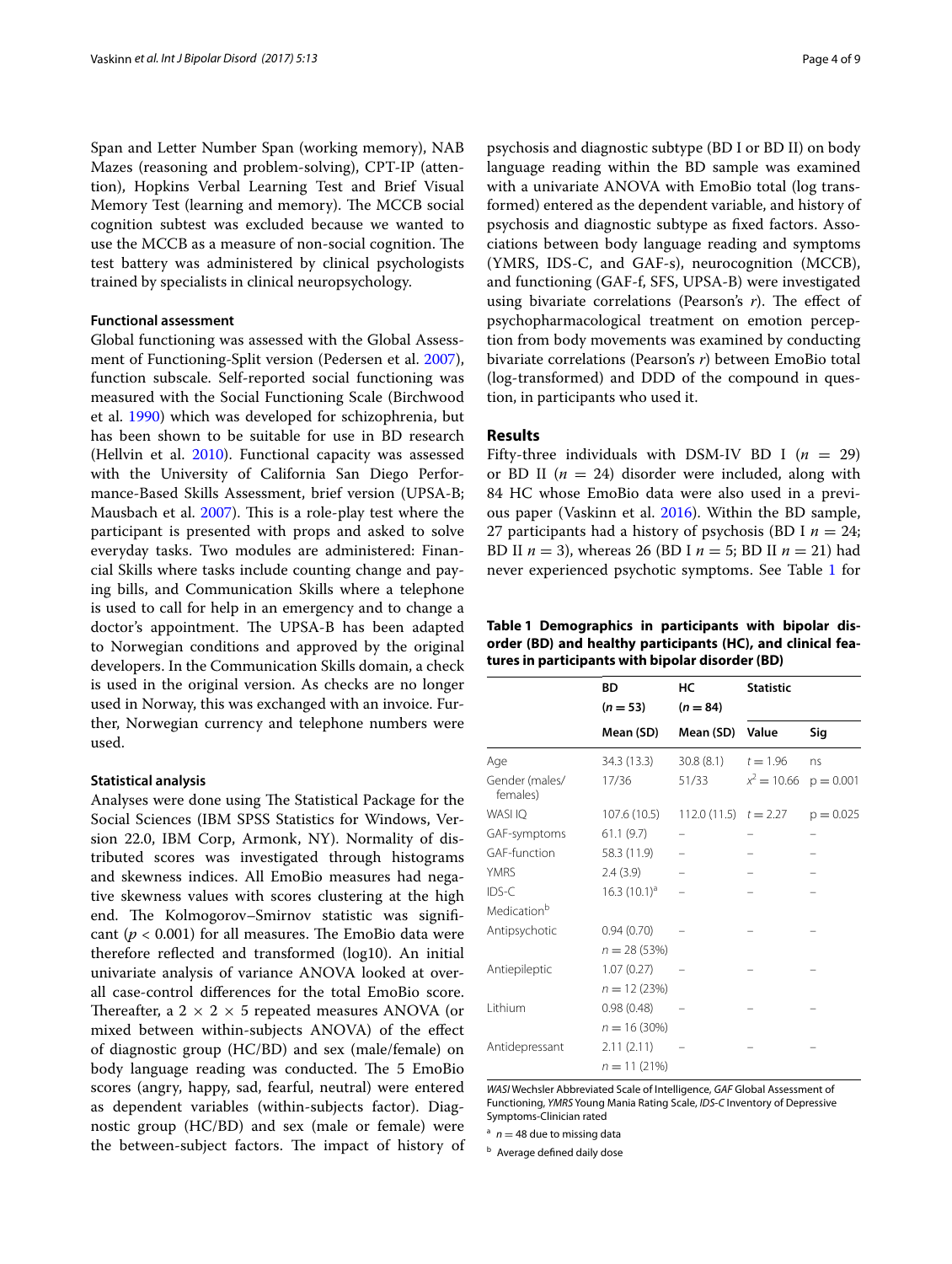Span and Letter Number Span (working memory), NAB Mazes (reasoning and problem-solving), CPT-IP (attention), Hopkins Verbal Learning Test and Brief Visual Memory Test (learning and memory). The MCCB social cognition subtest was excluded because we wanted to use the MCCB as a measure of non-social cognition. The test battery was administered by clinical psychologists trained by specialists in clinical neuropsychology.

### Functional assessment

Global functioning was assessed with the Global Assessment of Functioning-Split version (Pedersen et al. 2007), function subscale. Self-reported social functioning was measured with the Social Functioning Scale (Birchwood et al. 1990) which was developed for schizophrenia, but has been shown to be suitable for use in BD research (Hellvin et al. 2010). Functional capacity was assessed with the University of California San Diego Performance-Based Skills Assessment, brief version (UPSA-B; Mausbach et al. 2007). This is a role-play test where the participant is presented with props and asked to solve everyday tasks. Two modules are administered: Financial Skills where tasks include counting change and paying bills, and Communication Skills where a telephone is used to call for help in an emergency and to change a doctor's appointment. The UPSA-B has been adapted to Norwegian conditions and approved by the original developers. In the Communication Skills domain, a check is used in the original version. As checks are no longer used in Norway, this was exchanged with an invoice. Further, Norwegian currency and telephone numbers were used.

### Statistical analysis

Analyses were done using The Statistical Package for the Social Sciences (IBM SPSS Statistics for Windows, Version 22.0, IBM Corp, Armonk, NY). Normality of distributed scores was investigated through histograms and skewness indices. All EmoBio measures had negative skewness values with scores clustering at the high end. The Kolmogorov–Smirnov statistic was significant ($p < 0.001$) for all measures. The EmoBio data were therefore reflected and transformed (log10). An initial univariate analysis of variance ANOVA looked at overall case-control differences for the total EmoBio score. Thereafter, a $2 \times 2 \times 5$ repeated measures ANOVA (or mixed between within-subjects ANOVA) of the effect of diagnostic group (HC/BD) and sex (male/female) on body language reading was conducted. The 5 EmoBio scores (angry, happy, sad, fearful, neutral) were entered as dependent variables (within-subjects factor). Diagnostic group (HC/BD) and sex (male or female) were the between-subject factors. The impact of history of psychosis and diagnostic subtype (BD I or BD II) on body language reading within the BD sample was examined with a univariate ANOVA with EmoBio total (log transformed) entered as the dependent variable, and history of psychosis and diagnostic subtype as fixed factors. Associations between body language reading and symptoms (YMRS, IDS-C, and GAF-s), neurocognition (MCCB), and functioning (GAF-f, SFS, UPSA-B) were investigated using bivariate correlations (Pearson's *r*). The effect of psychopharmacological treatment on emotion perception from body movements was examined by conducting bivariate correlations (Pearson's *r*) between EmoBio total (log-transformed) and DDD of the compound in question, in participants who used it.

## Results

Fifty-three individuals with DSM-IV BD I ($n = 29$) or BD II ($n = 24$) disorder were included, along with 84 HC whose EmoBio data were also used in a previous paper (Vaskinn et al. 2016). Within the BD sample, 27 participants had a history of psychosis (BD I $n = 24$; BD II $n = 3$), whereas 26 (BD I $n = 5$; BD II $n = 21$) had never experienced psychotic symptoms. See Table 1 for

**Table 1 Demographics in participants with bipolar disorder (BD) and healthy participants (HC), and clinical features in participants with bipolar disorder (BD)**

| | BD ($n = 53$) | HC ($n = 84$) | Statistic | |
|---|---|---|---|---|
| | Mean (SD) | Mean (SD) | Value | Sig |
| Age | 34.3 (13.3) | 30.8 (8.1) | $t = 1.96$ | ns |
| Gender (males/females) | 17/36 | 51/33 | $x^2 = 10.66$ | $p = 0.001$ |
| WASI IQ | 107.6 (10.5) | 112.0 (11.5) | $t = 2.27$ | $p = 0.025$ |
| GAF-symptoms | 61.1 (9.7) | – | – | – |
| GAF-function | 58.3 (11.9) | – | – | – |
| YMRS | 2.4 (3.9) | – | – | – |
| IDS-C | 16.3 (10.1)[a] | – | – | – |
| Medication[b] | | | | |
| Antipsychotic | 0.94 (0.70) $n = 28$ (53%) | – | – | – |
| Antiepileptic | 1.07 (0.27) $n = 12$ (23%) | – | – | – |
| Lithium | 0.98 (0.48) $n = 16$ (30%) | – | – | – |
| Antidepressant | 2.11 (2.11) $n = 11$ (21%) | – | – | – |

*WASI* Wechsler Abbreviated Scale of Intelligence, *GAF* Global Assessment of Functioning, *YMRS* Young Mania Rating Scale, *IDS-C* Inventory of Depressive Symptoms-Clinician rated

[a] $n = 48$ due to missing data

[b] Average defined daily dose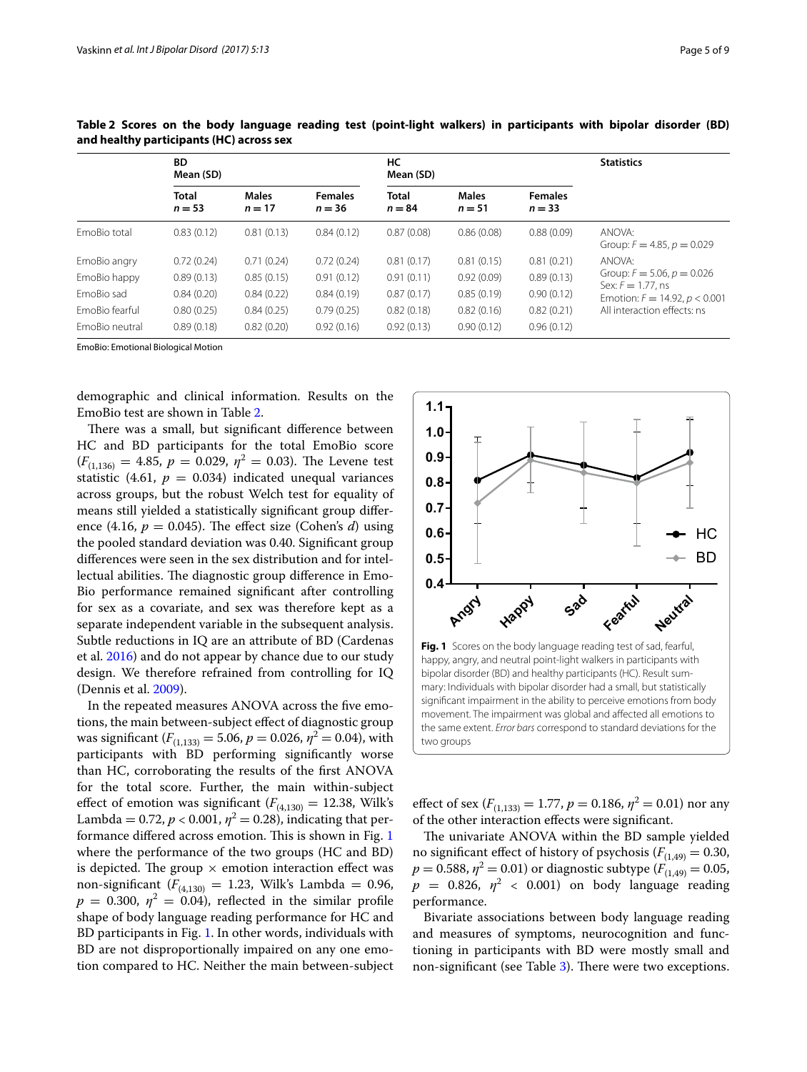**Table 2 Scores on the body language reading test (point-light walkers) in participants with bipolar disorder (BD) and healthy participants (HC) across sex**

| | BD Mean (SD) | | | HC Mean (SD) | | | Statistics |
|---|---|---|---|---|---|---|---|
| | Total $n = 53$ | Males $n = 17$ | Females $n = 36$ | Total $n = 84$ | Males $n = 51$ | Females $n = 33$ | |
| EmoBio total | 0.83 (0.12) | 0.81 (0.13) | 0.84 (0.12) | 0.87 (0.08) | 0.86 (0.08) | 0.88 (0.09) | ANOVA: Group: $F = 4.85$, $p = 0.029$ |
| EmoBio angry | 0.72 (0.24) | 0.71 (0.24) | 0.72 (0.24) | 0.81 (0.17) | 0.81 (0.15) | 0.81 (0.21) | ANOVA: Group: $F = 5.06$, $p = 0.026$ Sex: $F = 1.77$, ns Emotion: $F = 14.92$, $p < 0.001$ All interaction effects: ns |
| EmoBio happy | 0.89 (0.13) | 0.85 (0.15) | 0.91 (0.12) | 0.91 (0.11) | 0.92 (0.09) | 0.89 (0.13) | |
| EmoBio sad | 0.84 (0.20) | 0.84 (0.22) | 0.84 (0.19) | 0.87 (0.17) | 0.85 (0.19) | 0.90 (0.12) | |
| EmoBio fearful | 0.80 (0.25) | 0.84 (0.25) | 0.79 (0.25) | 0.82 (0.18) | 0.82 (0.16) | 0.82 (0.21) | |
| EmoBio neutral | 0.89 (0.18) | 0.82 (0.20) | 0.92 (0.16) | 0.92 (0.13) | 0.90 (0.12) | 0.96 (0.12) | |

EmoBio: Emotional Biological Motion

demographic and clinical information. Results on the EmoBio test are shown in Table 2.

There was a small, but significant difference between HC and BD participants for the total EmoBio score ($F_{(1,136)} = 4.85$, $p = 0.029$, $\eta^2 = 0.03$). The Levene test statistic (4.61, $p = 0.034$) indicated unequal variances across groups, but the robust Welch test for equality of means still yielded a statistically significant group difference (4.16, $p = 0.045$). The effect size (Cohen's $d$) using the pooled standard deviation was 0.40. Significant group differences were seen in the sex distribution and for intellectual abilities. The diagnostic group difference in EmoBio performance remained significant after controlling for sex as a covariate, and sex was therefore kept as a separate independent variable in the subsequent analysis. Subtle reductions in IQ are an attribute of BD (Cardenas et al. 2016) and do not appear by chance due to our study design. We therefore refrained from controlling for IQ (Dennis et al. 2009).

In the repeated measures ANOVA across the five emotions, the main between-subject effect of diagnostic group was significant ($F_{(1,133)} = 5.06$, $p = 0.026$, $\eta^2 = 0.04$), with participants with BD performing significantly worse than HC, corroborating the results of the first ANOVA for the total score. Further, the main within-subject effect of emotion was significant ($F_{(4,130)} = 12.38$, Wilk's Lambda $= 0.72$, $p < 0.001$, $\eta^2 = 0.28$), indicating that performance differed across emotion. This is shown in Fig. 1 where the performance of the two groups (HC and BD) is depicted. The group × emotion interaction effect was non-significant ($F_{(4,130)} = 1.23$, Wilk's Lambda $= 0.96$, $p = 0.300$, $\eta^2 = 0.04$), reflected in the similar profile shape of body language reading performance for HC and BD participants in Fig. 1. In other words, individuals with BD are not disproportionally impaired on any one emotion compared to HC. Neither the main between-subject effect of sex ($F_{(1,133)} = 1.77$, $p = 0.186$, $\eta^2 = 0.01$) nor any of the other interaction effects were significant.

**Fig. 1** Scores on the body language reading test of sad, fearful, happy, angry, and neutral point-light walkers in participants with bipolar disorder (BD) and healthy participants (HC). Result summary: Individuals with bipolar disorder had a small, but statistically significant impairment in the ability to perceive emotions from body movement. The impairment was global and affected all emotions to the same extent. *Error bars* correspond to standard deviations for the two groups

The univariate ANOVA within the BD sample yielded no significant effect of history of psychosis ($F_{(1,49)} = 0.30$, $p = 0.588$, $\eta^2 = 0.01$) or diagnostic subtype ($F_{(1,49)} = 0.05$, $p = 0.826$, $\eta^2 < 0.001$) on body language reading performance.

Bivariate associations between body language reading and measures of symptoms, neurocognition and functioning in participants with BD were mostly small and non-significant (see Table 3). There were two exceptions.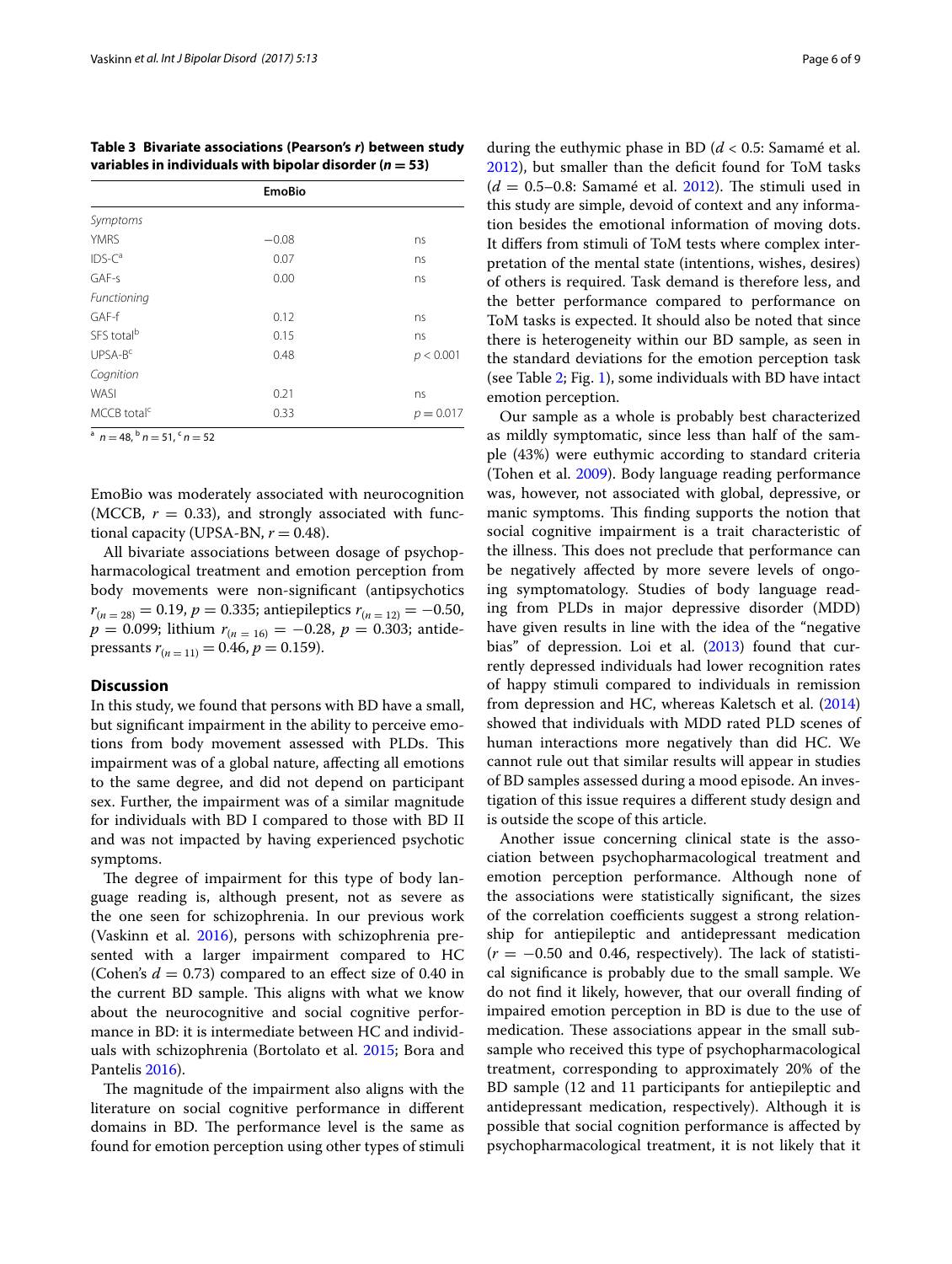**Table 3 Bivariate associations (Pearson's *r*) between study variables in individuals with bipolar disorder (*n* = 53)**

| | EmoBio | |
|---|---|---|
| *Symptoms* | | |
| YMRS | −0.08 | ns |
| IDS-C[a] | 0.07 | ns |
| GAF-s | 0.00 | ns |
| *Functioning* | | |
| GAF-f | 0.12 | ns |
| SFS total[b] | 0.15 | ns |
| UPSA-B[c] | 0.48 | $p < 0.001$ |
| *Cognition* | | |
| WASI | 0.21 | ns |
| MCCB total[c] | 0.33 | $p = 0.017$ |

[a] $n = 48$, [b] $n = 51$, [c] $n = 52$

EmoBio was moderately associated with neurocognition (MCCB, $r = 0.33$), and strongly associated with functional capacity (UPSA-BN, $r = 0.48$).

All bivariate associations between dosage of psychopharmacological treatment and emotion perception from body movements were non-significant (antipsychotics $r_{(n=28)} = 0.19$, $p = 0.335$; antiepileptics $r_{(n=12)} = -0.50$, $p = 0.099$; lithium $r_{(n=16)} = -0.28$, $p = 0.303$; antidepressants $r_{(n=11)} = 0.46$, $p = 0.159$).

## Discussion

In this study, we found that persons with BD have a small, but significant impairment in the ability to perceive emotions from body movement assessed with PLDs. This impairment was of a global nature, affecting all emotions to the same degree, and did not depend on participant sex. Further, the impairment was of a similar magnitude for individuals with BD I compared to those with BD II and was not impacted by having experienced psychotic symptoms.

The degree of impairment for this type of body language reading is, although present, not as severe as the one seen for schizophrenia. In our previous work (Vaskinn et al. 2016), persons with schizophrenia presented with a larger impairment compared to HC (Cohen's $d = 0.73$) compared to an effect size of 0.40 in the current BD sample. This aligns with what we know about the neurocognitive and social cognitive performance in BD: it is intermediate between HC and individuals with schizophrenia (Bortolato et al. 2015; Bora and Pantelis 2016).

The magnitude of the impairment also aligns with the literature on social cognitive performance in different domains in BD. The performance level is the same as found for emotion perception using other types of stimuli during the euthymic phase in BD ($d < 0.5$: Samamé et al. 2012), but smaller than the deficit found for ToM tasks ($d = 0.5$–$0.8$: Samamé et al. 2012). The stimuli used in this study are simple, devoid of context and any information besides the emotional information of moving dots. It differs from stimuli of ToM tests where complex interpretation of the mental state (intentions, wishes, desires) of others is required. Task demand is therefore less, and the better performance compared to performance on ToM tasks is expected. It should also be noted that since there is heterogeneity within our BD sample, as seen in the standard deviations for the emotion perception task (see Table 2; Fig. 1), some individuals with BD have intact emotion perception.

Our sample as a whole is probably best characterized as mildly symptomatic, since less than half of the sample (43%) were euthymic according to standard criteria (Tohen et al. 2009). Body language reading performance was, however, not associated with global, depressive, or manic symptoms. This finding supports the notion that social cognitive impairment is a trait characteristic of the illness. This does not preclude that performance can be negatively affected by more severe levels of ongoing symptomatology. Studies of body language reading from PLDs in major depressive disorder (MDD) have given results in line with the idea of the "negative bias" of depression. Loi et al. (2013) found that currently depressed individuals had lower recognition rates of happy stimuli compared to individuals in remission from depression and HC, whereas Kaletsch et al. (2014) showed that individuals with MDD rated PLD scenes of human interactions more negatively than did HC. We cannot rule out that similar results will appear in studies of BD samples assessed during a mood episode. An investigation of this issue requires a different study design and is outside the scope of this article.

Another issue concerning clinical state is the association between psychopharmacological treatment and emotion perception performance. Although none of the associations were statistically significant, the sizes of the correlation coefficients suggest a strong relationship for antiepileptic and antidepressant medication ($r = -0.50$ and 0.46, respectively). The lack of statistical significance is probably due to the small sample. We do not find it likely, however, that our overall finding of impaired emotion perception in BD is due to the use of medication. These associations appear in the small subsample who received this type of psychopharmacological treatment, corresponding to approximately 20% of the BD sample (12 and 11 participants for antiepileptic and antidepressant medication, respectively). Although it is possible that social cognition performance is affected by psychopharmacological treatment, it is not likely that it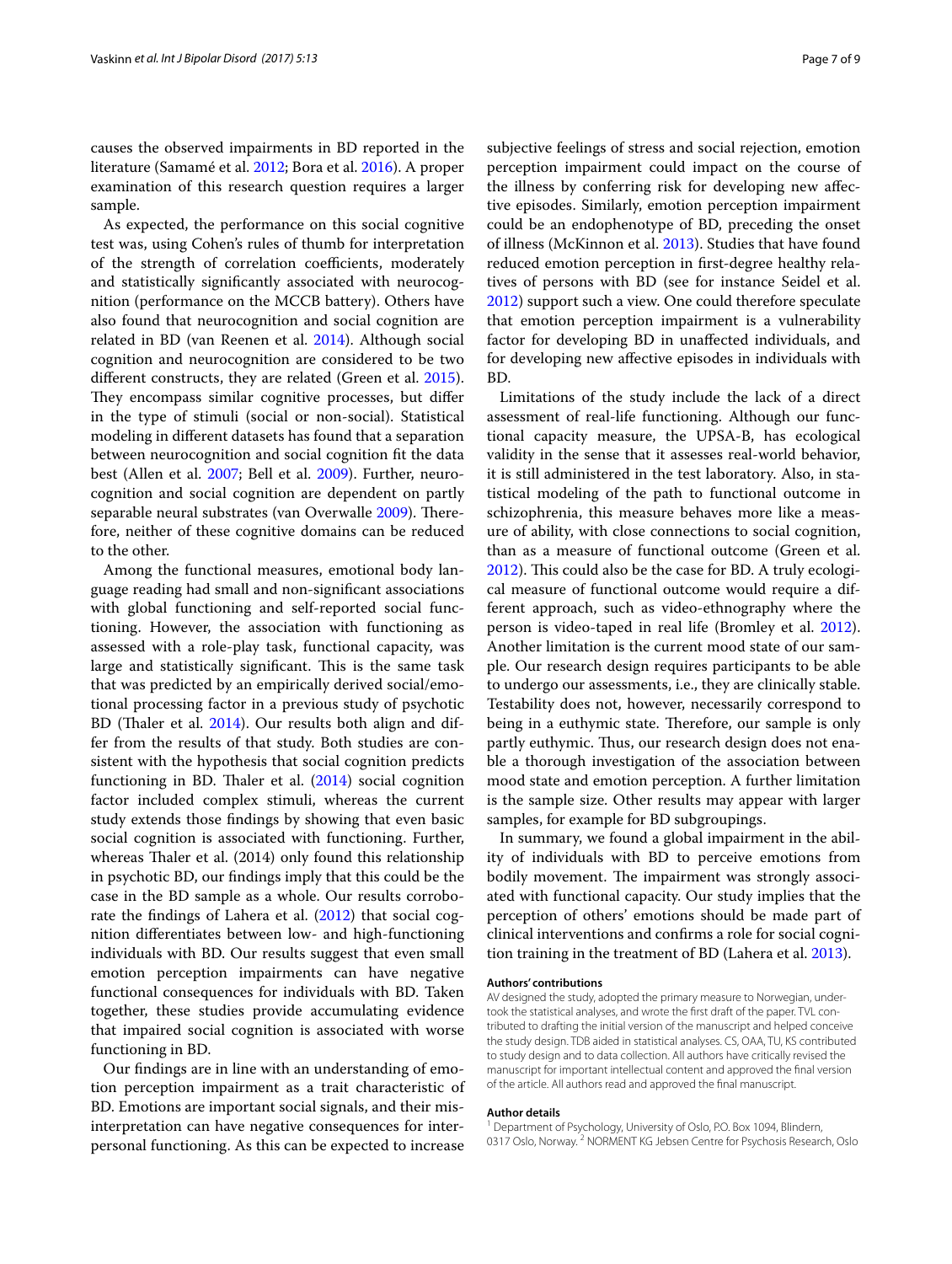causes the observed impairments in BD reported in the literature (Samamé et al. 2012; Bora et al. 2016). A proper examination of this research question requires a larger sample.

As expected, the performance on this social cognitive test was, using Cohen's rules of thumb for interpretation of the strength of correlation coefficients, moderately and statistically significantly associated with neurocognition (performance on the MCCB battery). Others have also found that neurocognition and social cognition are related in BD (van Reenen et al. 2014). Although social cognition and neurocognition are considered to be two different constructs, they are related (Green et al. 2015). They encompass similar cognitive processes, but differ in the type of stimuli (social or non-social). Statistical modeling in different datasets has found that a separation between neurocognition and social cognition fit the data best (Allen et al. 2007; Bell et al. 2009). Further, neurocognition and social cognition are dependent on partly separable neural substrates (van Overwalle 2009). Therefore, neither of these cognitive domains can be reduced to the other.

Among the functional measures, emotional body language reading had small and non-significant associations with global functioning and self-reported social functioning. However, the association with functioning as assessed with a role-play task, functional capacity, was large and statistically significant. This is the same task that was predicted by an empirically derived social/emotional processing factor in a previous study of psychotic BD (Thaler et al. 2014). Our results both align and differ from the results of that study. Both studies are consistent with the hypothesis that social cognition predicts functioning in BD. Thaler et al. (2014) social cognition factor included complex stimuli, whereas the current study extends those findings by showing that even basic social cognition is associated with functioning. Further, whereas Thaler et al. (2014) only found this relationship in psychotic BD, our findings imply that this could be the case in the BD sample as a whole. Our results corroborate the findings of Lahera et al. (2012) that social cognition differentiates between low- and high-functioning individuals with BD. Our results suggest that even small emotion perception impairments can have negative functional consequences for individuals with BD. Taken together, these studies provide accumulating evidence that impaired social cognition is associated with worse functioning in BD.

Our findings are in line with an understanding of emotion perception impairment as a trait characteristic of BD. Emotions are important social signals, and their misinterpretation can have negative consequences for interpersonal functioning. As this can be expected to increase subjective feelings of stress and social rejection, emotion perception impairment could impact on the course of the illness by conferring risk for developing new affective episodes. Similarly, emotion perception impairment could be an endophenotype of BD, preceding the onset of illness (McKinnon et al. 2013). Studies that have found reduced emotion perception in first-degree healthy relatives of persons with BD (see for instance Seidel et al. 2012) support such a view. One could therefore speculate that emotion perception impairment is a vulnerability factor for developing BD in unaffected individuals, and for developing new affective episodes in individuals with BD.

Limitations of the study include the lack of a direct assessment of real-life functioning. Although our functional capacity measure, the UPSA-B, has ecological validity in the sense that it assesses real-world behavior, it is still administered in the test laboratory. Also, in statistical modeling of the path to functional outcome in schizophrenia, this measure behaves more like a measure of ability, with close connections to social cognition, than as a measure of functional outcome (Green et al. 2012). This could also be the case for BD. A truly ecological measure of functional outcome would require a different approach, such as video-ethnography where the person is video-taped in real life (Bromley et al. 2012). Another limitation is the current mood state of our sample. Our research design requires participants to be able to undergo our assessments, i.e., they are clinically stable. Testability does not, however, necessarily correspond to being in a euthymic state. Therefore, our sample is only partly euthymic. Thus, our research design does not enable a thorough investigation of the association between mood state and emotion perception. A further limitation is the sample size. Other results may appear with larger samples, for example for BD subgroupings.

In summary, we found a global impairment in the ability of individuals with BD to perceive emotions from bodily movement. The impairment was strongly associated with functional capacity. Our study implies that the perception of others' emotions should be made part of clinical interventions and confirms a role for social cognition training in the treatment of BD (Lahera et al. 2013).

#### Authors' contributions

AV designed the study, adopted the primary measure to Norwegian, undertook the statistical analyses, and wrote the first draft of the paper. TVL contributed to drafting the initial version of the manuscript and helped conceive the study design. TDB aided in statistical analyses. CS, OAA, TU, KS contributed to study design and to data collection. All authors have critically revised the manuscript for important intellectual content and approved the final version of the article. All authors read and approved the final manuscript.

#### Author details

[1] Department of Psychology, University of Oslo, P.O. Box 1094, Blindern, 0317 Oslo, Norway. [2] NORMENT KG Jebsen Centre for Psychosis Research, Oslo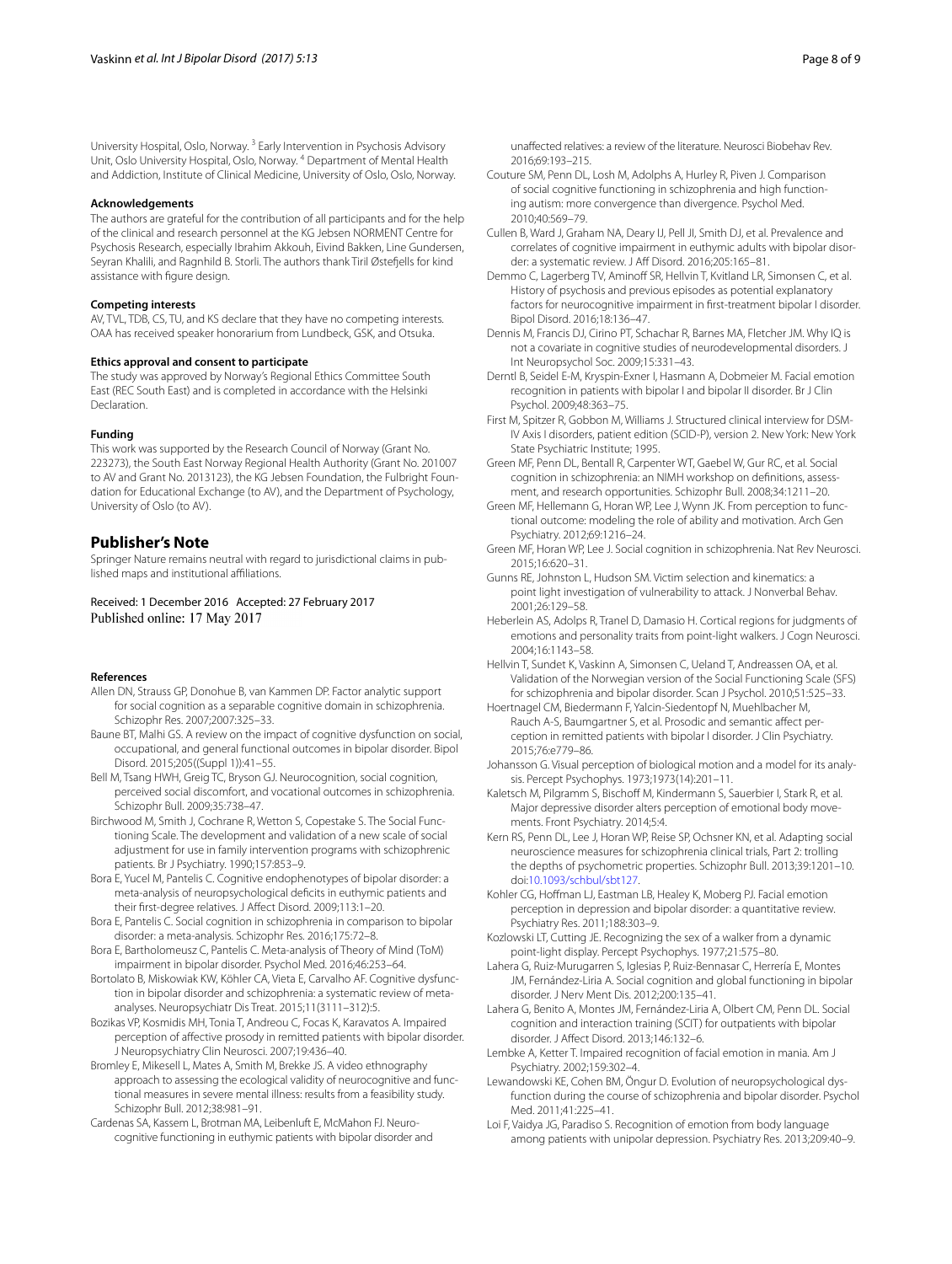University Hospital, Oslo, Norway. [3] Early Intervention in Psychosis Advisory Unit, Oslo University Hospital, Oslo, Norway. [4] Department of Mental Health and Addiction, Institute of Clinical Medicine, University of Oslo, Oslo, Norway.

#### Acknowledgements

The authors are grateful for the contribution of all participants and for the help of the clinical and research personnel at the KG Jebsen NORMENT Centre for Psychosis Research, especially Ibrahim Akkouh, Eivind Bakken, Line Gundersen, Seyran Khalili, and Ragnhild B. Storli. The authors thank Tiril Østefjells for kind assistance with figure design.

#### Competing interests

AV, TVL, TDB, CS, TU, and KS declare that they have no competing interests. OAA has received speaker honorarium from Lundbeck, GSK, and Otsuka.

#### Ethics approval and consent to participate

The study was approved by Norway's Regional Ethics Committee South East (REC South East) and is completed in accordance with the Helsinki Declaration.

#### Funding

This work was supported by the Research Council of Norway (Grant No. 223273), the South East Norway Regional Health Authority (Grant No. 201007 to AV and Grant No. 2013123), the KG Jebsen Foundation, the Fulbright Foundation for Educational Exchange (to AV), and the Department of Psychology, University of Oslo (to AV).

## Publisher's Note

Springer Nature remains neutral with regard to jurisdictional claims in published maps and institutional affiliations.

Received: 1 December 2016 Accepted: 27 February 2017
Published online: 17 May 2017

#### References

- Allen DN, Strauss GP, Donohue B, van Kammen DP. Factor analytic support for social cognition as a separable cognitive domain in schizophrenia. Schizophr Res. 2007;2007:325–33.
- Baune BT, Malhi GS. A review on the impact of cognitive dysfunction on social, occupational, and general functional outcomes in bipolar disorder. Bipol Disord. 2015;205((Suppl 1)):41–55.
- Bell M, Tsang HWH, Greig TC, Bryson GJ. Neurocognition, social cognition, perceived social discomfort, and vocational outcomes in schizophrenia. Schizophr Bull. 2009;35:738–47.
- Birchwood M, Smith J, Cochrane R, Wetton S, Copestake S. The Social Functioning Scale. The development and validation of a new scale of social adjustment for use in family intervention programs with schizophrenic patients. Br J Psychiatry. 1990;157:853–9.
- Bora E, Yucel M, Pantelis C. Cognitive endophenotypes of bipolar disorder: a meta-analysis of neuropsychological deficits in euthymic patients and their first-degree relatives. J Affect Disord. 2009;113:1–20.
- Bora E, Pantelis C. Social cognition in schizophrenia in comparison to bipolar disorder: a meta-analysis. Schizophr Res. 2016;175:72–8.
- Bora E, Bartholomeusz C, Pantelis C. Meta-analysis of Theory of Mind (ToM) impairment in bipolar disorder. Psychol Med. 2016;46:253–64.
- Bortolato B, Miskowiak KW, Köhler CA, Vieta E, Carvalho AF. Cognitive dysfunction in bipolar disorder and schizophrenia: a systematic review of meta-analyses. Neuropsychiatr Dis Treat. 2015;11(3111–312):5.
- Bozikas VP, Kosmidis MH, Tonia T, Andreou C, Focas K, Karavatos A. Impaired perception of affective prosody in remitted patients with bipolar disorder. J Neuropsychiatry Clin Neurosci. 2007;19:436–40.
- Bromley E, Mikesell L, Mates A, Smith M, Brekke JS. A video ethnography approach to assessing the ecological validity of neurocognitive and functional measures in severe mental illness: results from a feasibility study. Schizophr Bull. 2012;38:981–91.
- Cardenas SA, Kassem L, Brotman MA, Leibenluft E, McMahon FJ. Neurocognitive functioning in euthymic patients with bipolar disorder and unaffected relatives: a review of the literature. Neurosci Biobehav Rev. 2016;69:193–215.
- Couture SM, Penn DL, Losh M, Adolphs A, Hurley R, Piven J. Comparison of social cognitive functioning in schizophrenia and high functioning autism: more convergence than divergence. Psychol Med. 2010;40:569–79.
- Cullen B, Ward J, Graham NA, Deary IJ, Pell JI, Smith DJ, et al. Prevalence and correlates of cognitive impairment in euthymic adults with bipolar disorder: a systematic review. J Aff Disord. 2016;205:165–81.
- Demmo C, Lagerberg TV, Aminoff SR, Hellvin T, Kvitland LR, Simonsen C, et al. History of psychosis and previous episodes as potential explanatory factors for neurocognitive impairment in first-treatment bipolar I disorder. Bipol Disord. 2016;18:136–47.
- Dennis M, Francis DJ, Cirino PT, Schachar R, Barnes MA, Fletcher JM. Why IQ is not a covariate in cognitive studies of neurodevelopmental disorders. J Int Neuropsychol Soc. 2009;15:331–43.
- Derntl B, Seidel E-M, Kryspin-Exner I, Hasmann A, Dobmeier M. Facial emotion recognition in patients with bipolar I and bipolar II disorder. Br J Clin Psychol. 2009;48:363–75.
- First M, Spitzer R, Gobbon M, Williams J. Structured clinical interview for DSM-IV Axis I disorders, patient edition (SCID-P), version 2. New York: New York State Psychiatric Institute; 1995.
- Green MF, Penn DL, Bentall R, Carpenter WT, Gaebel W, Gur RC, et al. Social cognition in schizophrenia: an NIMH workshop on definitions, assessment, and research opportunities. Schizophr Bull. 2008;34:1211–20.
- Green MF, Hellemann G, Horan WP, Lee J, Wynn JK. From perception to functional outcome: modeling the role of ability and motivation. Arch Gen Psychiatry. 2012;69:1216–24.
- Green MF, Horan WP, Lee J. Social cognition in schizophrenia. Nat Rev Neurosci. 2015;16:620–31.
- Gunns RE, Johnston L, Hudson SM. Victim selection and kinematics: a point light investigation of vulnerability to attack. J Nonverbal Behav. 2001;26:129–58.
- Heberlein AS, Adolps R, Tranel D, Damasio H. Cortical regions for judgments of emotions and personality traits from point-light walkers. J Cogn Neurosci. 2004;16:1143–58.
- Hellvin T, Sundet K, Vaskinn A, Simonsen C, Ueland T, Andreassen OA, et al. Validation of the Norwegian version of the Social Functioning Scale (SFS) for schizophrenia and bipolar disorder. Scan J Psychol. 2010;51:525–33.
- Hoertnagel CM, Biedermann F, Yalcin-Siedentopf N, Muehlbacher M, Rauch A-S, Baumgartner S, et al. Prosodic and semantic affect perception in remitted patients with bipolar I disorder. J Clin Psychiatry. 2015;76:e779–86.
- Johansson G. Visual perception of biological motion and a model for its analysis. Percept Psychophys. 1973;1973(14):201–11.
- Kaletsch M, Pilgramm S, Bischoff M, Kindermann S, Sauerbier I, Stark R, et al. Major depressive disorder alters perception of emotional body movements. Front Psychiatry. 2014;5:4.
- Kern RS, Penn DL, Lee J, Horan WP, Reise SP, Ochsner KN, et al. Adapting social neuroscience measures for schizophrenia clinical trials, Part 2: trolling the depths of psychometric properties. Schizophr Bull. 2013;39:1201–10. doi:10.1093/schbul/sbt127.
- Kohler CG, Hoffman LJ, Eastman LB, Healey K, Moberg PJ. Facial emotion perception in depression and bipolar disorder: a quantitative review. Psychiatry Res. 2011;188:303–9.
- Kozlowski LT, Cutting JE. Recognizing the sex of a walker from a dynamic point-light display. Percept Psychophys. 1977;21:575–80.
- Lahera G, Ruiz-Murugarren S, Iglesias P, Ruiz-Bennasar C, Herrería E, Montes JM, Fernández-Liria A. Social cognition and global functioning in bipolar disorder. J Nerv Ment Dis. 2012;200:135–41.
- Lahera G, Benito A, Montes JM, Fernández-Liria A, Olbert CM, Penn DL. Social cognition and interaction training (SCIT) for outpatients with bipolar disorder. J Affect Disord. 2013;146:132–6.
- Lembke A, Ketter T. Impaired recognition of facial emotion in mania. Am J Psychiatry. 2002;159:302–4.
- Lewandowski KE, Cohen BM, Öngur D. Evolution of neuropsychological dysfunction during the course of schizophrenia and bipolar disorder. Psychol Med. 2011;41:225–41.
- Loi F, Vaidya JG, Paradiso S. Recognition of emotion from body language among patients with unipolar depression. Psychiatry Res. 2013;209:40–9.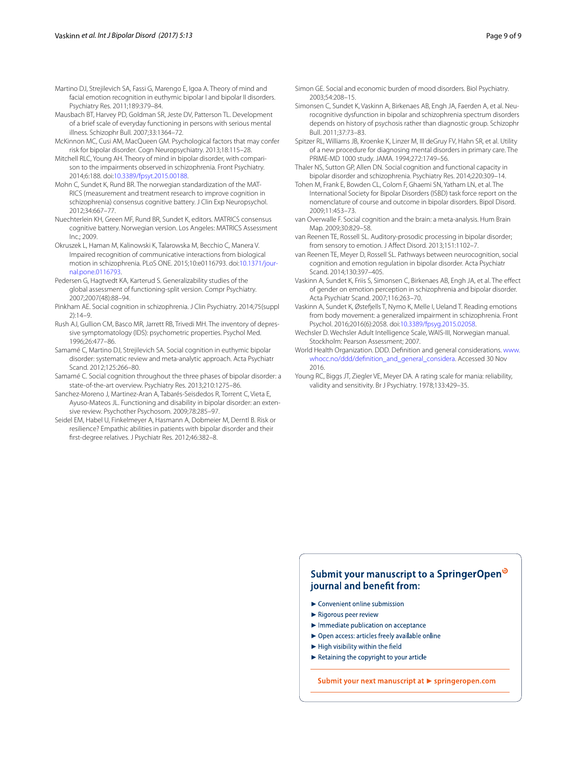Martino DJ, Strejilevich SA, Fassi G, Marengo E, Igoa A. Theory of mind and facial emotion recognition in euthymic bipolar I and bipolar II disorders. Psychiatry Res. 2011;189:379–84.

Mausbach BT, Harvey PD, Goldman SR, Jeste DV, Patterson TL. Development of a brief scale of everyday functioning in persons with serious mental illness. Schizophr Bull. 2007;33:1364–72.

McKinnon MC, Cusi AM, MacQueen GM. Psychological factors that may confer risk for bipolar disorder. Cogn Neuropsychiatry. 2013;18:115–28.

Mitchell RLC, Young AH. Theory of mind in bipolar disorder, with comparison to the impairments observed in schizophrenia. Front Psychiatry. 2014;6:188. doi:10.3389/fpsyt.2015.00188.

Mohn C, Sundet K, Rund BR. The norwegian standardization of the MATRICS (measurement and treatment research to improve cognition in schizophrenia) consensus cognitive battery. J Clin Exp Neuropsychol. 2012;34:667–77.

Nuechterlein KH, Green MF, Rund BR, Sundet K, editors. MATRICS consensus cognitive battery. Norwegian version. Los Angeles: MATRICS Assessment Inc.; 2009.

Okruszek L, Haman M, Kalinowski K, Talarowska M, Becchio C, Manera V. Impaired recognition of communicative interactions from biological motion in schizophrenia. PLoS ONE. 2015;10:e0116793. doi:10.1371/journal.pone.0116793.

Pedersen G, Hagtvedt KA, Karterud S. Generalizability studies of the global assessment of functioning-split version. Compr Psychiatry. 2007;2007(48):88–94.

Pinkham AE. Social cognition in schizophrenia. J Clin Psychiatry. 2014;75(suppl 2):14–9.

Rush AJ, Gullion CM, Basco MR, Jarrett RB, Trivedi MH. The inventory of depressive symptomatology (IDS): psychometric properties. Psychol Med. 1996;26:477–86.

Samamé C, Martino DJ, Strejilevich SA. Social cognition in euthymic bipolar disorder: systematic review and meta-analytic approach. Acta Psychiatr Scand. 2012;125:266–80.

Samamé C. Social cognition throughout the three phases of bipolar disorder: a state-of-the-art overview. Psychiatry Res. 2013;210:1275–86.

Sanchez-Moreno J, Martinez-Aran A, Tabarés-Seisdedos R, Torrent C, Vieta E, Ayuso-Mateos JL. Functioning and disability in bipolar disorder: an extensive review. Psychother Psychosom. 2009;78:285–97.

Seidel EM, Habel U, Finkelmeyer A, Hasmann A, Dobmeier M, Derntl B. Risk or resilience? Empathic abilities in patients with bipolar disorder and their first-degree relatives. J Psychiatr Res. 2012;46:382–8.

Simon GE. Social and economic burden of mood disorders. Biol Psychiatry. 2003;54:208–15.

Simonsen C, Sundet K, Vaskinn A, Birkenaes AB, Engh JA, Faerden A, et al. Neurocognitive dysfunction in bipolar and schizophrenia spectrum disorders depends on history of psychosis rather than diagnostic group. Schizophr Bull. 2011;37:73–83.

Spitzer RL, Williams JB, Kroenke K, Linzer M, III deGruy FV, Hahn SR, et al. Utility of a new procedure for diagnosing mental disorders in primary care. The PRIME-MD 1000 study. JAMA. 1994;272:1749–56.

Thaler NS, Sutton GP, Allen DN. Social cognition and functional capacity in bipolar disorder and schizophrenia. Psychiatry Res. 2014;220:309–14.

Tohen M, Frank E, Bowden CL, Colom F, Ghaemi SN, Yatham LN, et al. The International Society for Bipolar Disorders (ISBD) task force report on the nomenclature of course and outcome in bipolar disorders. Bipol Disord. 2009;11:453–73.

van Overwalle F. Social cognition and the brain: a meta-analysis. Hum Brain Map. 2009;30:829–58.

van Reenen TE, Rossell SL. Auditory-prosodic processing in bipolar disorder; from sensory to emotion. J Affect Disord. 2013;151:1102–7.

van Reenen TE, Meyer D, Rossell SL. Pathways between neurocognition, social cognition and emotion regulation in bipolar disorder. Acta Psychiatr Scand. 2014;130:397–405.

Vaskinn A, Sundet K, Friis S, Simonsen C, Birkenaes AB, Engh JA, et al. The effect of gender on emotion perception in schizophrenia and bipolar disorder. Acta Psychiatr Scand. 2007;116:263–70.

Vaskinn A, Sundet K, Østefjells T, Nymo K, Melle I, Ueland T. Reading emotions from body movement: a generalized impairment in schizophrenia. Front Psychol. 2016;2016(6):2058. doi:10.3389/fpsyg.2015.02058.

Wechsler D. Wechsler Adult Intelligence Scale, WAIS-III, Norwegian manual. Stockholm: Pearson Assessment; 2007.

World Health Organization. DDD. Definition and general considerations. www.whocc.no/ddd/definition_and_general_considera. Accessed 30 Nov 2016.

Young RC, Biggs JT, Ziegler VE, Meyer DA. A rating scale for mania: reliability, validity and sensitivity. Br J Psychiatry. 1978;133:429–35.

**Submit your manuscript to a SpringerOpen journal and benefit from:**

- ► Convenient online submission
- ► Rigorous peer review
- ► Immediate publication on acceptance
- ► Open access: articles freely available online
- ► High visibility within the field
- ► Retaining the copyright to your article

**Submit your next manuscript at ► springeropen.com**